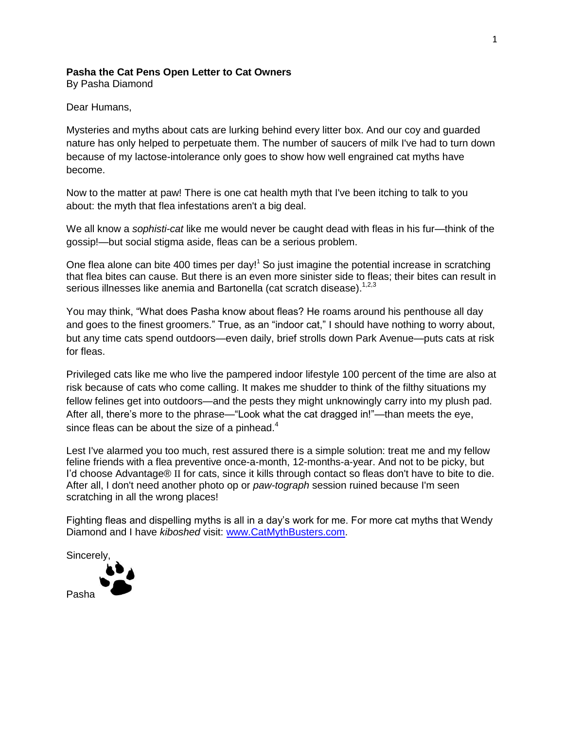**Pasha the Cat Pens Open Letter to Cat Owners**
By Pasha Diamond

Dear Humans,

Mysteries and myths about cats are lurking behind every litter box. And our coy and guarded nature has only helped to perpetuate them. The number of saucers of milk I've had to turn down because of my lactose-intolerance only goes to show how well engrained cat myths have become.

Now to the matter at paw! There is one cat health myth that I've been itching to talk to you about: the myth that flea infestations aren't a big deal.

We all know a *sophisti-cat* like me would never be caught dead with fleas in his fur—think of the gossip!—but social stigma aside, fleas can be a serious problem.

One flea alone can bite 400 times per day![1] So just imagine the potential increase in scratching that flea bites can cause. But there is an even more sinister side to fleas; their bites can result in serious illnesses like anemia and Bartonella (cat scratch disease).[1,2,3]

You may think, "What does Pasha know about fleas? He roams around his penthouse all day and goes to the finest groomers." True, as an "indoor cat," I should have nothing to worry about, but any time cats spend outdoors—even daily, brief strolls down Park Avenue—puts cats at risk for fleas.

Privileged cats like me who live the pampered indoor lifestyle 100 percent of the time are also at risk because of cats who come calling. It makes me shudder to think of the filthy situations my fellow felines get into outdoors—and the pests they might unknowingly carry into my plush pad. After all, there's more to the phrase—"Look what the cat dragged in!"—than meets the eye, since fleas can be about the size of a pinhead.[4]

Lest I've alarmed you too much, rest assured there is a simple solution: treat me and my fellow feline friends with a flea preventive once-a-month, 12-months-a-year. And not to be picky, but I'd choose Advantage® II for cats, since it kills through contact so fleas don't have to bite to die. After all, I don't need another photo op or *paw-tograph* session ruined because I'm seen scratching in all the wrong places!

Fighting fleas and dispelling myths is all in a day's work for me. For more cat myths that Wendy Diamond and I have *kiboshed* visit: www.CatMythBusters.com.

Sincerely,

Pasha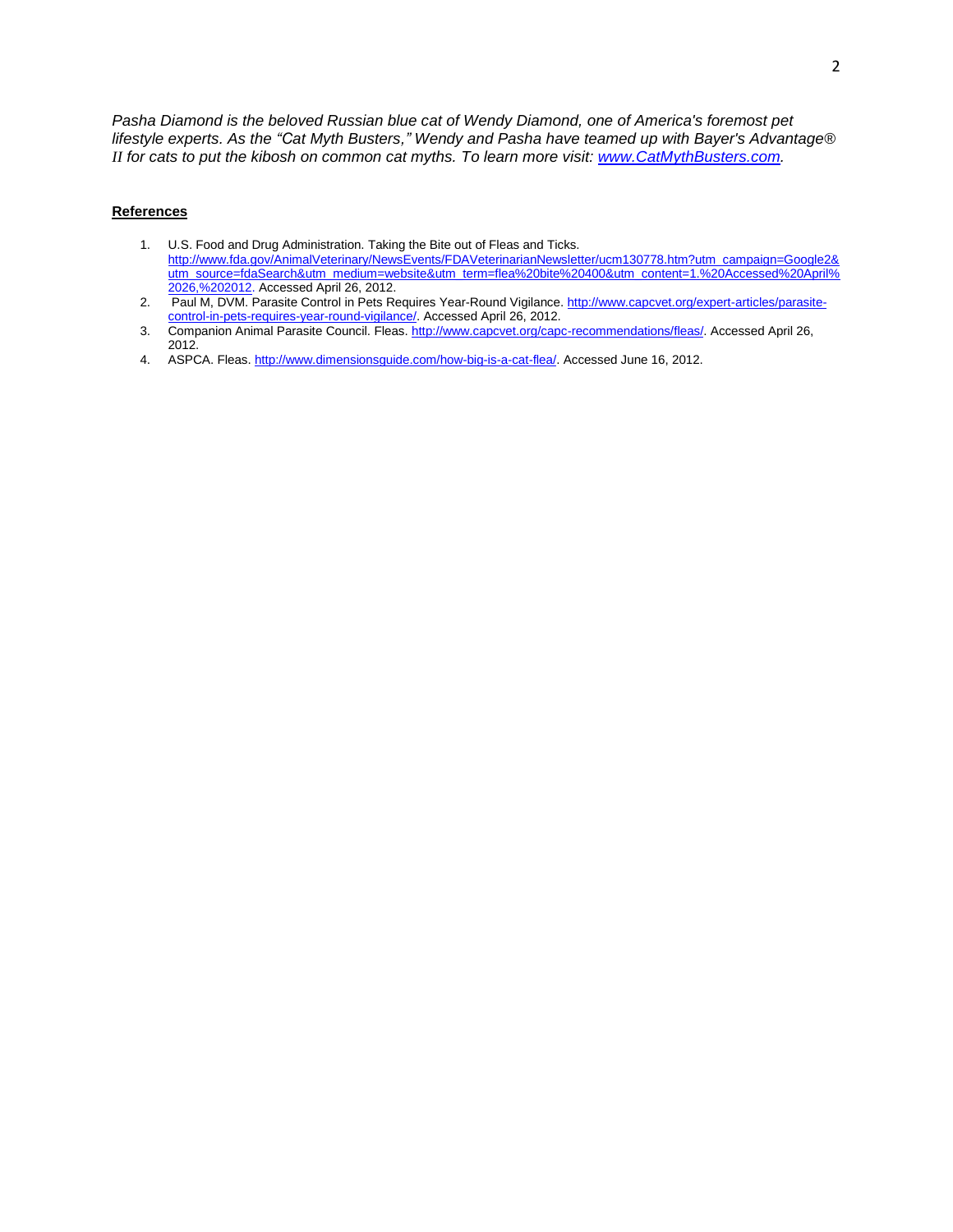*Pasha Diamond is the beloved Russian blue cat of Wendy Diamond, one of America's foremost pet lifestyle experts. As the "Cat Myth Busters," Wendy and Pasha have teamed up with Bayer's Advantage® II for cats to put the kibosh on common cat myths. To learn more visit: [www.CatMythBusters.com](www.CatMythBusters.com).*

## References

1. U.S. Food and Drug Administration. Taking the Bite out of Fleas and Ticks. http://www.fda.gov/AnimalVeterinary/NewsEvents/FDAVeterinarianNewsletter/ucm130778.htm?utm_campaign=Google2&utm_source=fdaSearch&utm_medium=website&utm_term=flea%20bite%20400&utm_content=1.%20Accessed%20April%2026,%202012. Accessed April 26, 2012.
2. Paul M, DVM. Parasite Control in Pets Requires Year-Round Vigilance. http://www.capcvet.org/expert-articles/parasite-control-in-pets-requires-year-round-vigilance/. Accessed April 26, 2012.
3. Companion Animal Parasite Council. Fleas. http://www.capcvet.org/capc-recommendations/fleas/. Accessed April 26, 2012.
4. ASPCA. Fleas. http://www.dimensionsguide.com/how-big-is-a-cat-flea/. Accessed June 16, 2012.